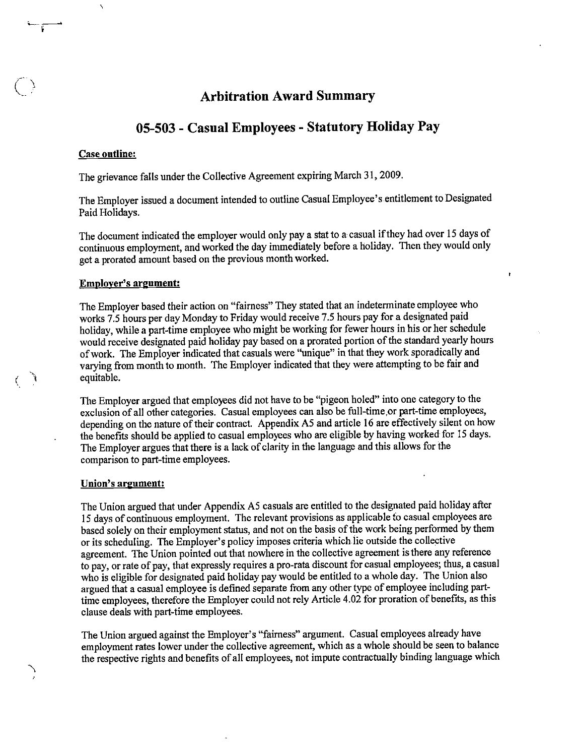# Arbitration Award Summary

## 05-503 - Casual Employees - Statutory Holiday Pay

**Case outline:**

The grievance falls under the Collective Agreement expiring March 31, 2009.

The Employer issued a document intended to outline Casual Employee's entitlement to Designated Paid Holidays.

The document indicated the employer would only pay a stat to a casual if they had over 15 days of continuous employment, and worked the day immediately before a holiday. Then they would only get a prorated amount based on the previous month worked.

**Employer's argument:**

The Employer based their action on "fairness" They stated that an indeterminate employee who works 7.5 hours per day Monday to Friday would receive 7.5 hours pay for a designated paid holiday, while a part-time employee who might be working for fewer hours in his or her schedule would receive designated paid holiday pay based on a prorated portion of the standard yearly hours of work. The Employer indicated that casuals were "unique" in that they work sporadically and varying from month to month. The Employer indicated that they were attempting to be fair and equitable.

The Employer argued that employees did not have to be "pigeon holed" into one category to the exclusion of all other categories. Casual employees can also be full-time or part-time employees, depending on the nature of their contract. Appendix A5 and article 16 are effectively silent on how the benefits should be applied to casual employees who are eligible by having worked for 15 days. The Employer argues that there is a lack of clarity in the language and this allows for the comparison to part-time employees.

**Union's argument:**

The Union argued that under Appendix A5 casuals are entitled to the designated paid holiday after 15 days of continuous employment. The relevant provisions as applicable to casual employees are based solely on their employment status, and not on the basis of the work being performed by them or its scheduling. The Employer's policy imposes criteria which lie outside the collective agreement. The Union pointed out that nowhere in the collective agreement is there any reference to pay, or rate of pay, that expressly requires a pro-rata discount for casual employees; thus, a casual who is eligible for designated paid holiday pay would be entitled to a whole day. The Union also argued that a casual employee is defined separate from any other type of employee including part-time employees, therefore the Employer could not rely Article 4.02 for proration of benefits, as this clause deals with part-time employees.

The Union argued against the Employer's "fairness" argument. Casual employees already have employment rates lower under the collective agreement, which as a whole should be seen to balance the respective rights and benefits of all employees, not impute contractually binding language which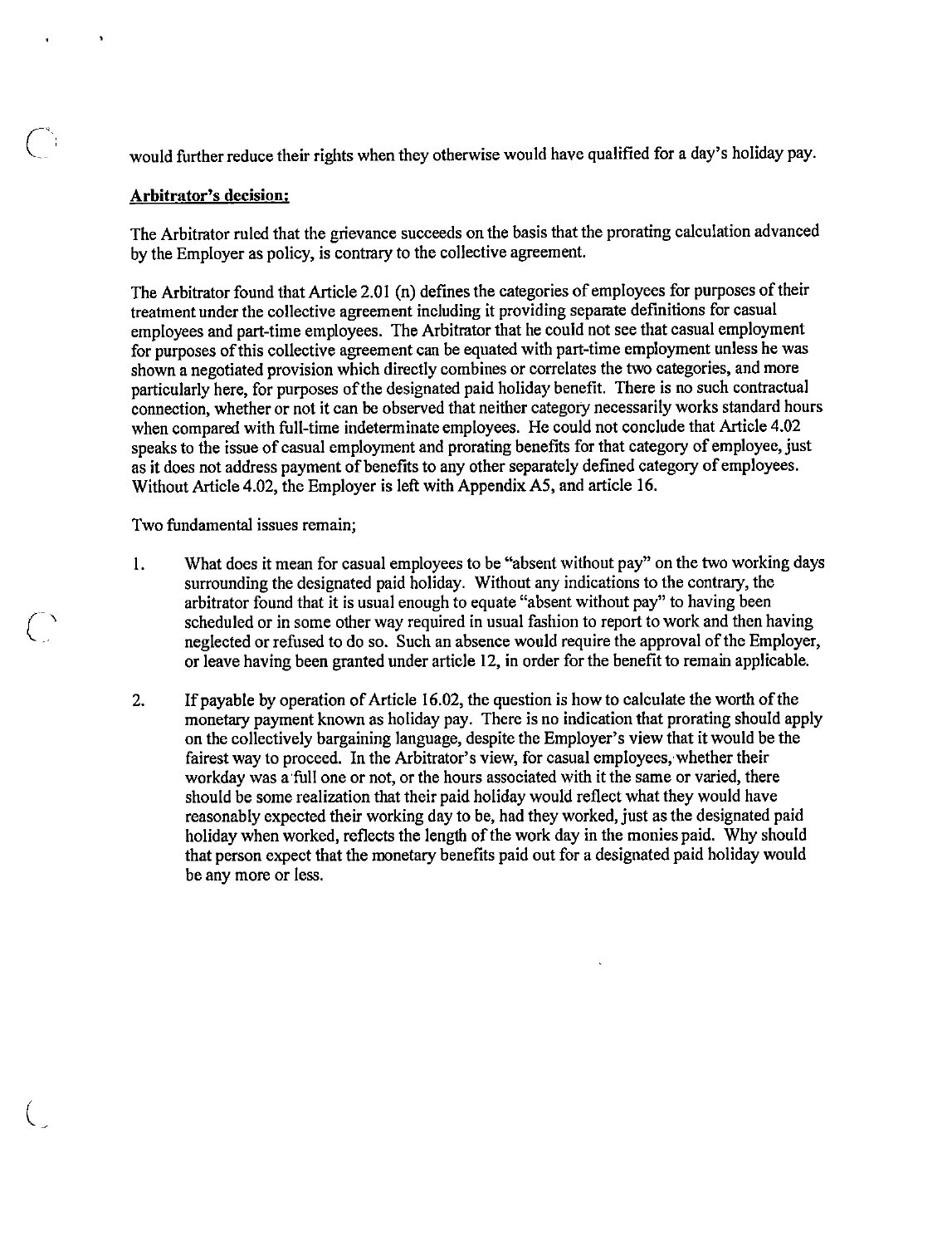would further reduce their rights when they otherwise would have qualified for a day's holiday pay.

**Arbitrator's decision:**

The Arbitrator ruled that the grievance succeeds on the basis that the prorating calculation advanced by the Employer as policy, is contrary to the collective agreement.

The Arbitrator found that Article 2.01 (n) defines the categories of employees for purposes of their treatment under the collective agreement including it providing separate definitions for casual employees and part-time employees. The Arbitrator that he could not see that casual employment for purposes of this collective agreement can be equated with part-time employment unless he was shown a negotiated provision which directly combines or correlates the two categories, and more particularly here, for purposes of the designated paid holiday benefit. There is no such contractual connection, whether or not it can be observed that neither category necessarily works standard hours when compared with full-time indeterminate employees. He could not conclude that Article 4.02 speaks to the issue of casual employment and prorating benefits for that category of employee, just as it does not address payment of benefits to any other separately defined category of employees. Without Article 4.02, the Employer is left with Appendix A5, and article 16.

Two fundamental issues remain;

1. What does it mean for casual employees to be "absent without pay" on the two working days surrounding the designated paid holiday. Without any indications to the contrary, the arbitrator found that it is usual enough to equate "absent without pay" to having been scheduled or in some other way required in usual fashion to report to work and then having neglected or refused to do so. Such an absence would require the approval of the Employer, or leave having been granted under article 12, in order for the benefit to remain applicable.

2. If payable by operation of Article 16.02, the question is how to calculate the worth of the monetary payment known as holiday pay. There is no indication that prorating should apply on the collectively bargaining language, despite the Employer's view that it would be the fairest way to proceed. In the Arbitrator's view, for casual employees, whether their workday was a full one or not, or the hours associated with it the same or varied, there should be some realization that their paid holiday would reflect what they would have reasonably expected their working day to be, had they worked, just as the designated paid holiday when worked, reflects the length of the work day in the monies paid. Why should that person expect that the monetary benefits paid out for a designated paid holiday would be any more or less.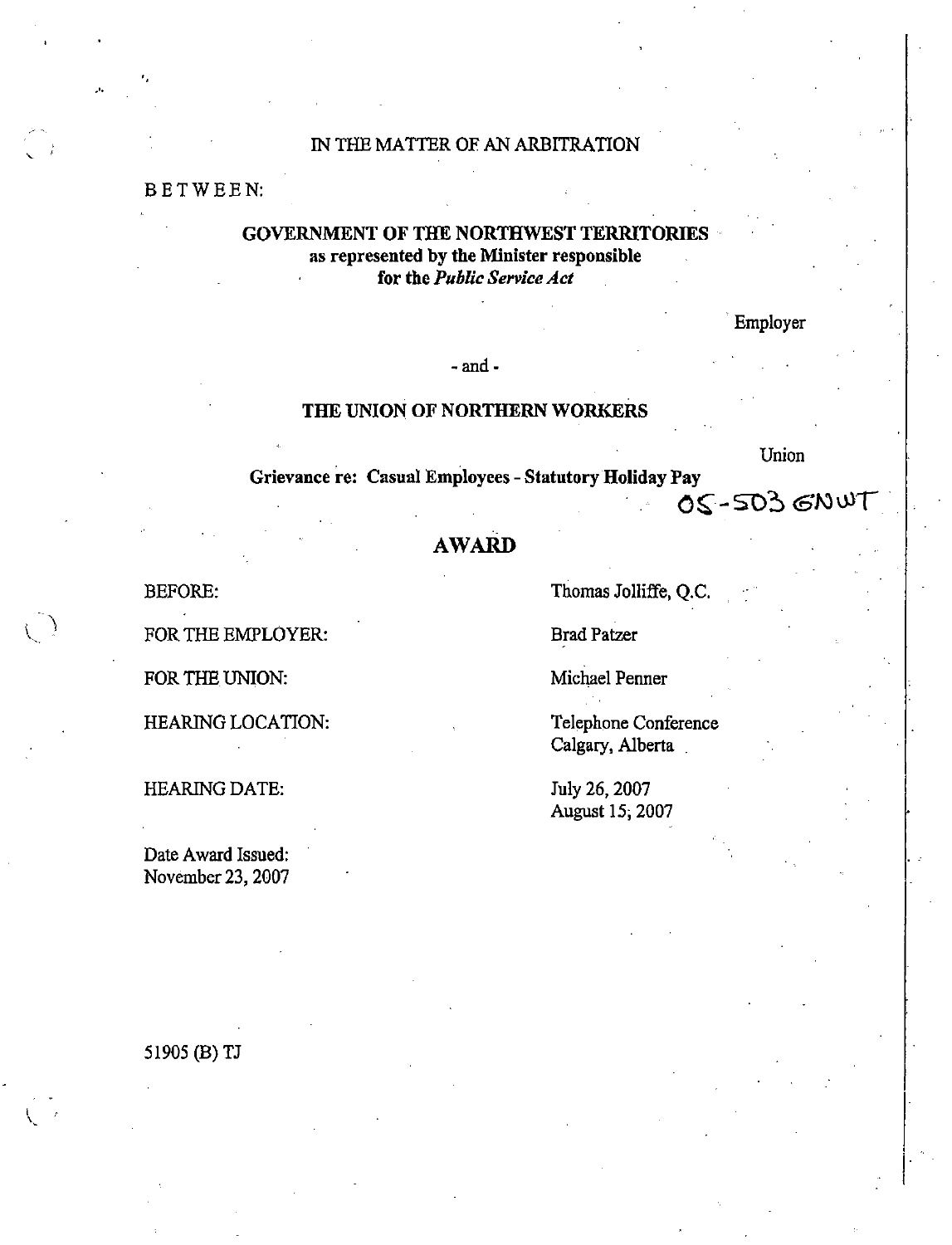IN THE MATTER OF AN ARBITRATION

BETWEEN:

**GOVERNMENT OF THE NORTHWEST TERRITORIES**
**as represented by the Minister responsible**
**for the *Public Service Act***

Employer

- and -

**THE UNION OF NORTHERN WORKERS**

Union

**Grievance re: Casual Employees - Statutory Holiday Pay**

05-503 GNWT

# AWARD

| | |
|---|---|
| BEFORE: | Thomas Jolliffe, Q.C. |
| FOR THE EMPLOYER: | Brad Patzer |
| FOR THE UNION: | Michael Penner |
| HEARING LOCATION: | Telephone Conference<br>Calgary, Alberta |
| HEARING DATE: | July 26, 2007<br>August 15, 2007 |

Date Award Issued:
November 23, 2007

51905 (B) TJ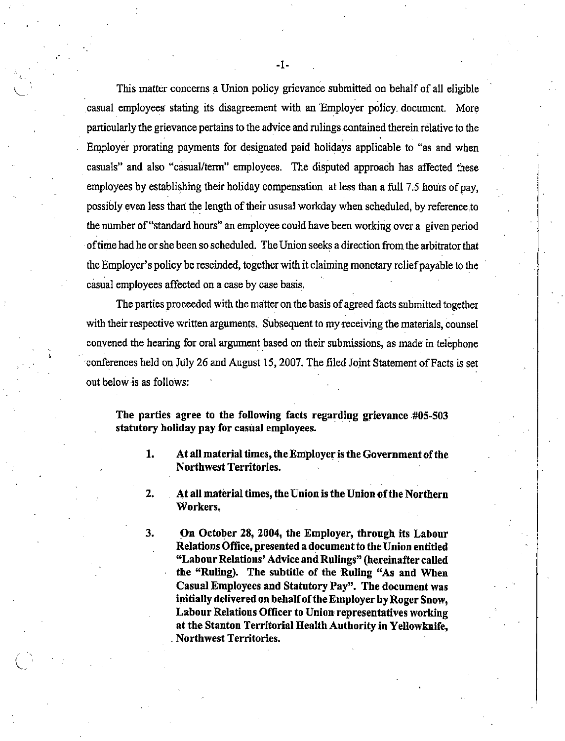This matter concerns a Union policy grievance submitted on behalf of all eligible casual employees stating its disagreement with an Employer policy document. More particularly the grievance pertains to the advice and rulings contained therein relative to the Employer prorating payments for designated paid holidays applicable to "as and when casuals" and also "casual/term" employees. The disputed approach has affected these employees by establishing their holiday compensation at less than a full 7.5 hours of pay, possibly even less than the length of their ususal workday when scheduled, by reference to the number of "standard hours" an employee could have been working over a given period of time had he or she been so scheduled. The Union seeks a direction from the arbitrator that the Employer's policy be rescinded, together with it claiming monetary relief payable to the casual employees affected on a case by case basis.

The parties proceeded with the matter on the basis of agreed facts submitted together with their respective written arguments. Subsequent to my receiving the materials, counsel convened the hearing for oral argument based on their submissions, as made in telephone conferences held on July 26 and August 15, 2007. The filed Joint Statement of Facts is set out below is as follows:

> **The parties agree to the following facts regarding grievance #05-503 statutory holiday pay for casual employees.**
>
> 1. **At all material times, the Employer is the Government of the Northwest Territories.**
>
> 2. **At all material times, the Union is the Union of the Northern Workers.**
>
> 3. **On October 28, 2004, the Employer, through its Labour Relations Office, presented a document to the Union entitled "Labour Relations' Advice and Rulings" (hereinafter called the "Ruling). The subtitle of the Ruling "As and When Casual Employees and Statutory Pay". The document was initially delivered on behalf of the Employer by Roger Snow, Labour Relations Officer to Union representatives working at the Stanton Territorial Health Authority in Yellowknife, Northwest Territories.**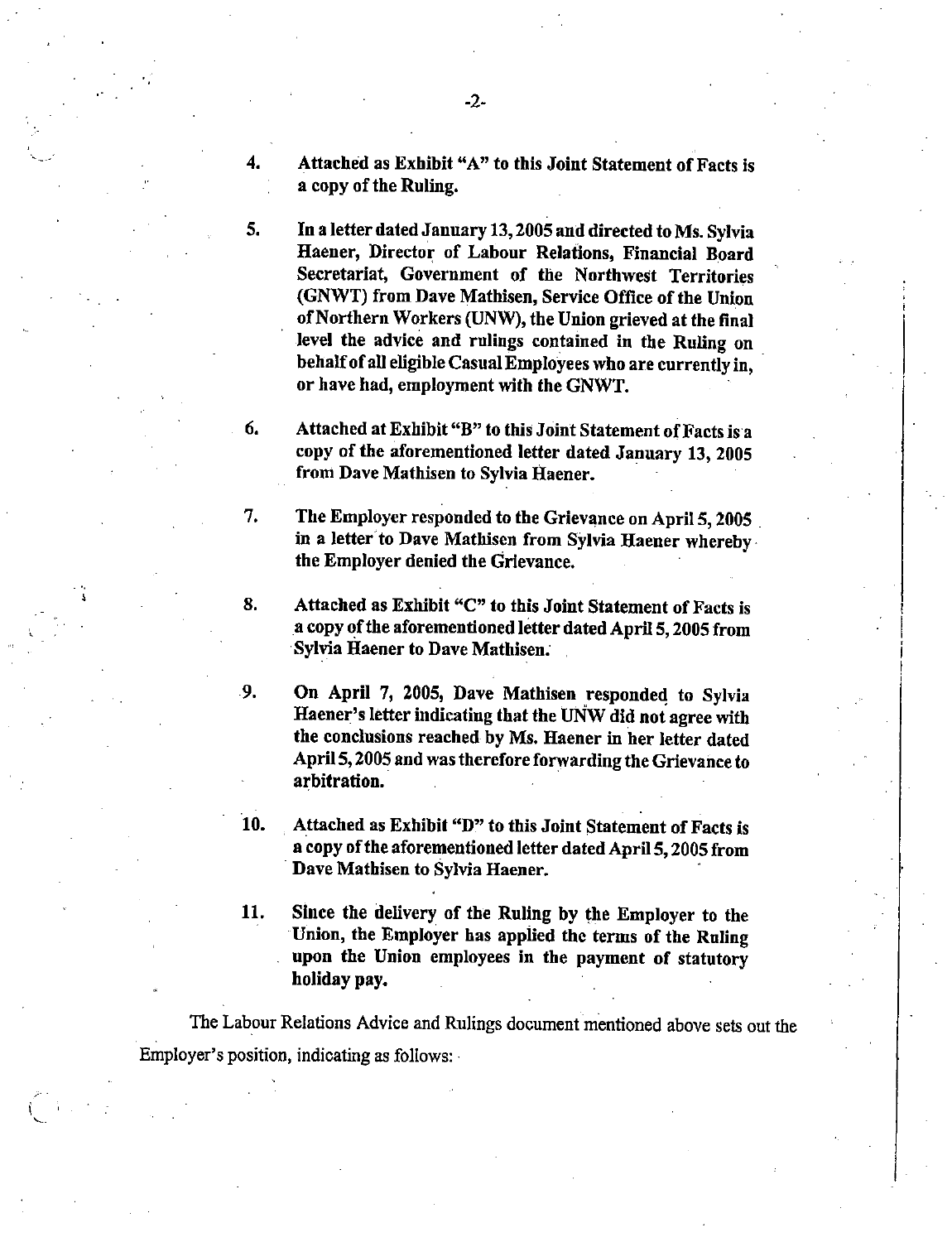4. **Attached as Exhibit "A" to this Joint Statement of Facts is a copy of the Ruling.**

5. **In a letter dated January 13, 2005 and directed to Ms. Sylvia Haener, Director of Labour Relations, Financial Board Secretariat, Government of the Northwest Territories (GNWT) from Dave Mathisen, Service Office of the Union of Northern Workers (UNW), the Union grieved at the final level the advice and rulings contained in the Ruling on behalf of all eligible Casual Employees who are currently in, or have had, employment with the GNWT.**

6. **Attached at Exhibit "B" to this Joint Statement of Facts is a copy of the aforementioned letter dated January 13, 2005 from Dave Mathisen to Sylvia Haener.**

7. **The Employer responded to the Grievance on April 5, 2005 in a letter to Dave Mathisen from Sylvia Haener whereby the Employer denied the Grievance.**

8. **Attached as Exhibit "C" to this Joint Statement of Facts is a copy of the aforementioned letter dated April 5, 2005 from Sylvia Haener to Dave Mathisen.**

9. **On April 7, 2005, Dave Mathisen responded to Sylvia Haener's letter indicating that the UNW did not agree with the conclusions reached by Ms. Haener in her letter dated April 5, 2005 and was therefore forwarding the Grievance to arbitration.**

10. **Attached as Exhibit "D" to this Joint Statement of Facts is a copy of the aforementioned letter dated April 5, 2005 from Dave Mathisen to Sylvia Haener.**

11. **Since the delivery of the Ruling by the Employer to the Union, the Employer has applied the terms of the Ruling upon the Union employees in the payment of statutory holiday pay.**

The Labour Relations Advice and Rulings document mentioned above sets out the Employer's position, indicating as follows: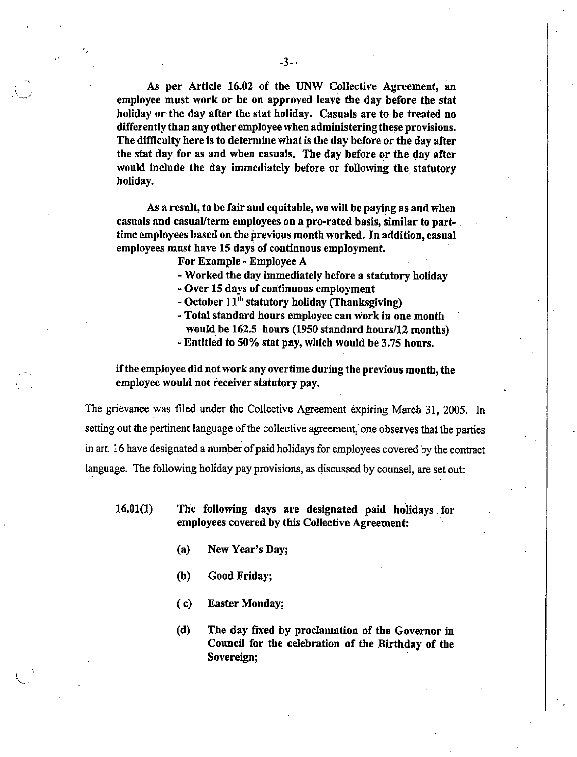**As per Article 16.02 of the UNW Collective Agreement, an employee must work or be on approved leave the day before the stat holiday or the day after the stat holiday. Casuals are to be treated no differently than any other employee when administering these provisions. The difficulty here is to determine what is the day before or the day after the stat day for as and when casuals. The day before or the day after would include the day immediately before or following the statutory holiday.**

**As a result, to be fair and equitable, we will be paying as and when casuals and casual/term employees on a pro-rated basis, similar to part-time employees based on the previous month worked. In addition, casual employees must have 15 days of continuous employment.**

**For Example - Employee A**

- **Worked the day immediately before a statutory holiday**
- **Over 15 days of continuous employment**
- **October 11th statutory holiday (Thanksgiving)**
- **Total standard hours employee can work in one month would be 162.5 hours (1950 standard hours/12 months)**
- **Entitled to 50% stat pay, which would be 3.75 hours.**

**if the employee did not work any overtime during the previous month, the employee would not receiver statutory pay.**

The grievance was filed under the Collective Agreement expiring March 31, 2005. In setting out the pertinent language of the collective agreement, one observes that the parties in art. 16 have designated a number of paid holidays for employees covered by the contract language. The following holiday pay provisions, as discussed by counsel, are set out:

**16.01(1) The following days are designated paid holidays for employees covered by this Collective Agreement:**

- **(a) New Year's Day;**
- **(b) Good Friday;**
- **(c) Easter Monday;**
- **(d) The day fixed by proclamation of the Governor in Council for the celebration of the Birthday of the Sovereign;**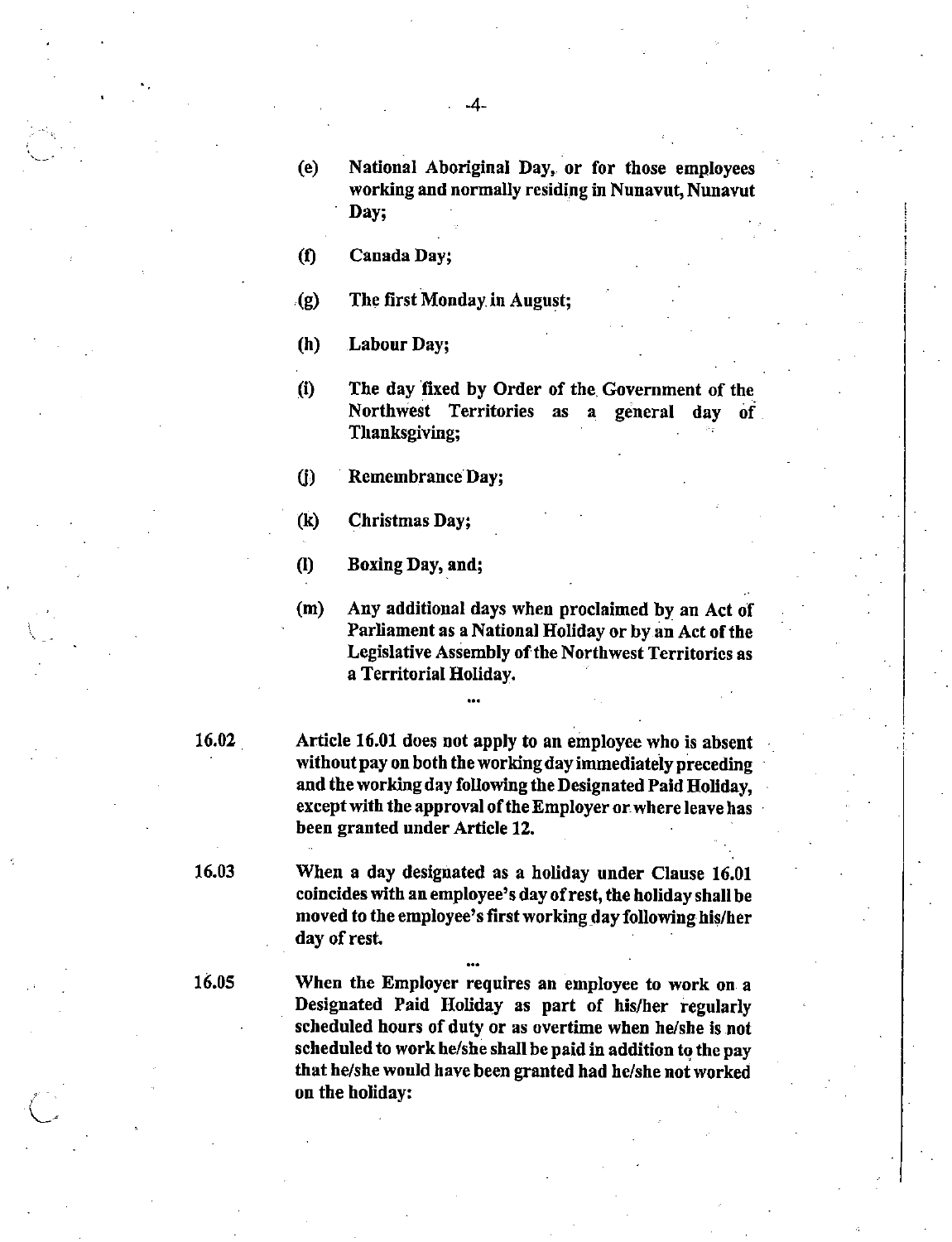**(e)** **National Aboriginal Day, or for those employees working and normally residing in Nunavut, Nunavut Day;**

**(f)** **Canada Day;**

**(g)** **The first Monday in August;**

**(h)** **Labour Day;**

**(i)** **The day fixed by Order of the Government of the Northwest Territories as a general day of Thanksgiving;**

**(j)** **Remembrance Day;**

**(k)** **Christmas Day;**

**(l)** **Boxing Day, and;**

**(m)** **Any additional days when proclaimed by an Act of Parliament as a National Holiday or by an Act of the Legislative Assembly of the Northwest Territories as a Territorial Holiday.**

...

**16.02** **Article 16.01 does not apply to an employee who is absent without pay on both the working day immediately preceding and the working day following the Designated Paid Holiday, except with the approval of the Employer or where leave has been granted under Article 12.**

**16.03** **When a day designated as a holiday under Clause 16.01 coincides with an employee's day of rest, the holiday shall be moved to the employee's first working day following his/her day of rest.**

...

**16.05** **When the Employer requires an employee to work on a Designated Paid Holiday as part of his/her regularly scheduled hours of duty or as overtime when he/she is not scheduled to work he/she shall be paid in addition to the pay that he/she would have been granted had he/she not worked on the holiday:**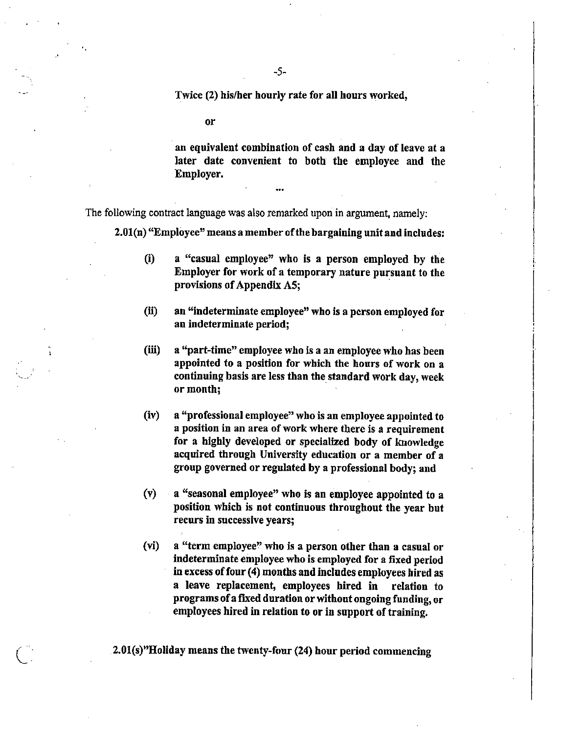**Twice (2) his/her hourly rate for all hours worked,**

**or**

**an equivalent combination of cash and a day of leave at a later date convenient to both the employee and the Employer.**

**...**

The following contract language was also remarked upon in argument, namely:

**2.01(n) "Employee" means a member of the bargaining unit and includes:**

**(i) a "casual employee" who is a person employed by the Employer for work of a temporary nature pursuant to the provisions of Appendix A5;**

**(ii) an "indeterminate employee" who is a person employed for an indeterminate period;**

**(iii) a "part-time" employee who is a an employee who has been appointed to a position for which the hours of work on a continuing basis are less than the standard work day, week or month;**

**(iv) a "professional employee" who is an employee appointed to a position in an area of work where there is a requirement for a highly developed or specialized body of knowledge acquired through University education or a member of a group governed or regulated by a professional body; and**

**(v) a "seasonal employee" who is an employee appointed to a position which is not continuous throughout the year but recurs in successive years;**

**(vi) a "term employee" who is a person other than a casual or indeterminate employee who is employed for a fixed period in excess of four (4) months and includes employees hired as a leave replacement, employees hired in relation to programs of a fixed duration or without ongoing funding, or employees hired in relation to or in support of training.**

**2.01(s)"Holiday means the twenty-four (24) hour period commencing**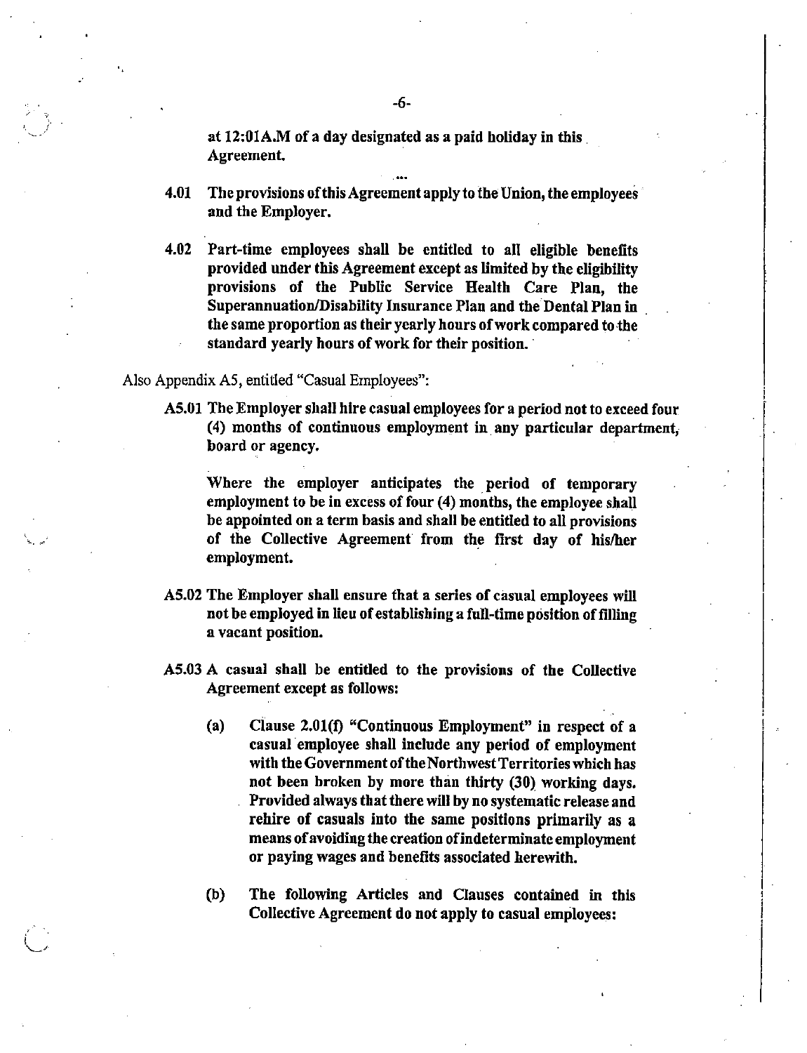at 12:01A.M of a day designated as a paid holiday in this Agreement.

...

**4.01** The provisions of this Agreement apply to the Union, the employees and the Employer.

**4.02** Part-time employees shall be entitled to all eligible benefits provided under this Agreement except as limited by the eligibility provisions of the Public Service Health Care Plan, the Superannuation/Disability Insurance Plan and the Dental Plan in the same proportion as their yearly hours of work compared to the standard yearly hours of work for their position.

Also Appendix A5, entitled "Casual Employees":

**A5.01** The Employer shall hire casual employees for a period not to exceed four (4) months of continuous employment in any particular department, board or agency.

Where the employer anticipates the period of temporary employment to be in excess of four (4) months, the employee shall be appointed on a term basis and shall be entitled to all provisions of the Collective Agreement from the first day of his/her employment.

**A5.02** The Employer shall ensure that a series of casual employees will not be employed in lieu of establishing a full-time position of filling a vacant position.

**A5.03** A casual shall be entitled to the provisions of the Collective Agreement except as follows:

(a) Clause 2.01(f) "Continuous Employment" in respect of a casual employee shall include any period of employment with the Government of the Northwest Territories which has not been broken by more than thirty (30) working days. Provided always that there will by no systematic release and rehire of casuals into the same positions primarily as a means of avoiding the creation of indeterminate employment or paying wages and benefits associated herewith.

(b) The following Articles and Clauses contained in this Collective Agreement do not apply to casual employees: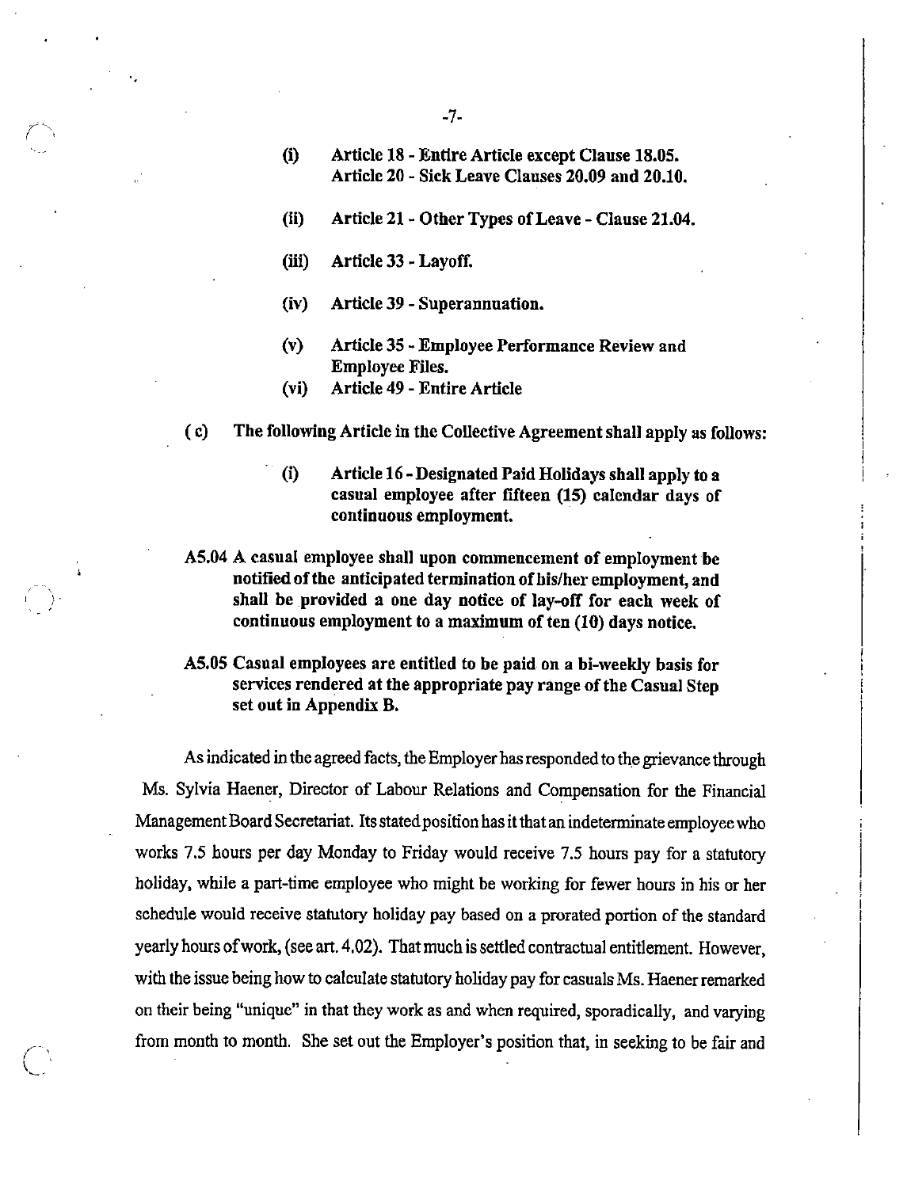**(i) Article 18 - Entire Article except Clause 18.05.**
**Article 20 - Sick Leave Clauses 20.09 and 20.10.**

**(ii) Article 21 - Other Types of Leave - Clause 21.04.**

**(iii) Article 33 - Layoff.**

**(iv) Article 39 - Superannuation.**

**(v) Article 35 - Employee Performance Review and Employee Files.**

**(vi) Article 49 - Entire Article**

**(c) The following Article in the Collective Agreement shall apply as follows:**

**(i) Article 16 - Designated Paid Holidays shall apply to a casual employee after fifteen (15) calendar days of continuous employment.**

**A5.04 A casual employee shall upon commencement of employment be notified of the anticipated termination of his/her employment, and shall be provided a one day notice of lay-off for each week of continuous employment to a maximum of ten (10) days notice.**

**A5.05 Casual employees are entitled to be paid on a bi-weekly basis for services rendered at the appropriate pay range of the Casual Step set out in Appendix B.**

As indicated in the agreed facts, the Employer has responded to the grievance through Ms. Sylvia Haener, Director of Labour Relations and Compensation for the Financial Management Board Secretariat. Its stated position has it that an indeterminate employee who works 7.5 hours per day Monday to Friday would receive 7.5 hours pay for a statutory holiday, while a part-time employee who might be working for fewer hours in his or her schedule would receive statutory holiday pay based on a prorated portion of the standard yearly hours of work, (see art. 4.02). That much is settled contractual entitlement. However, with the issue being how to calculate statutory holiday pay for casuals Ms. Haener remarked on their being "unique" in that they work as and when required, sporadically, and varying from month to month. She set out the Employer's position that, in seeking to be fair and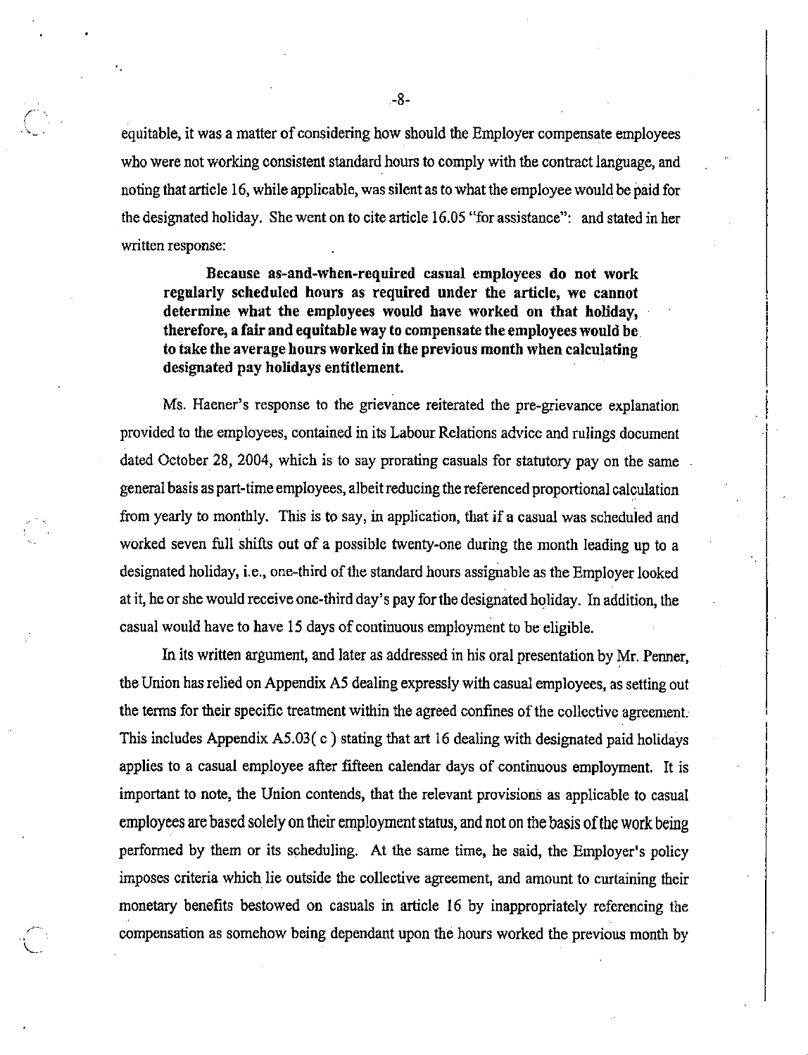equitable, it was a matter of considering how should the Employer compensate employees who were not working consistent standard hours to comply with the contract language, and noting that article 16, while applicable, was silent as to what the employee would be paid for the designated holiday. She went on to cite article 16.05 "for assistance": and stated in her written response:

> **Because as-and-when-required casual employees do not work regularly scheduled hours as required under the article, we cannot determine what the employees would have worked on that holiday, therefore, a fair and equitable way to compensate the employees would be to take the average hours worked in the previous month when calculating designated pay holidays entitlement.**

Ms. Haener's response to the grievance reiterated the pre-grievance explanation provided to the employees, contained in its Labour Relations advice and rulings document dated October 28, 2004, which is to say prorating casuals for statutory pay on the same general basis as part-time employees, albeit reducing the referenced proportional calculation from yearly to monthly. This is to say, in application, that if a casual was scheduled and worked seven full shifts out of a possible twenty-one during the month leading up to a designated holiday, i.e., one-third of the standard hours assignable as the Employer looked at it, he or she would receive one-third day's pay for the designated holiday. In addition, the casual would have to have 15 days of continuous employment to be eligible.

In its written argument, and later as addressed in his oral presentation by Mr. Penner, the Union has relied on Appendix A5 dealing expressly with casual employees, as setting out the terms for their specific treatment within the agreed confines of the collective agreement. This includes Appendix A5.03( c ) stating that art 16 dealing with designated paid holidays applies to a casual employee after fifteen calendar days of continuous employment. It is important to note, the Union contends, that the relevant provisions as applicable to casual employees are based solely on their employment status, and not on the basis of the work being performed by them or its scheduling. At the same time, he said, the Employer's policy imposes criteria which lie outside the collective agreement, and amount to curtaining their monetary benefits bestowed on casuals in article 16 by inappropriately referencing the compensation as somehow being dependant upon the hours worked the previous month by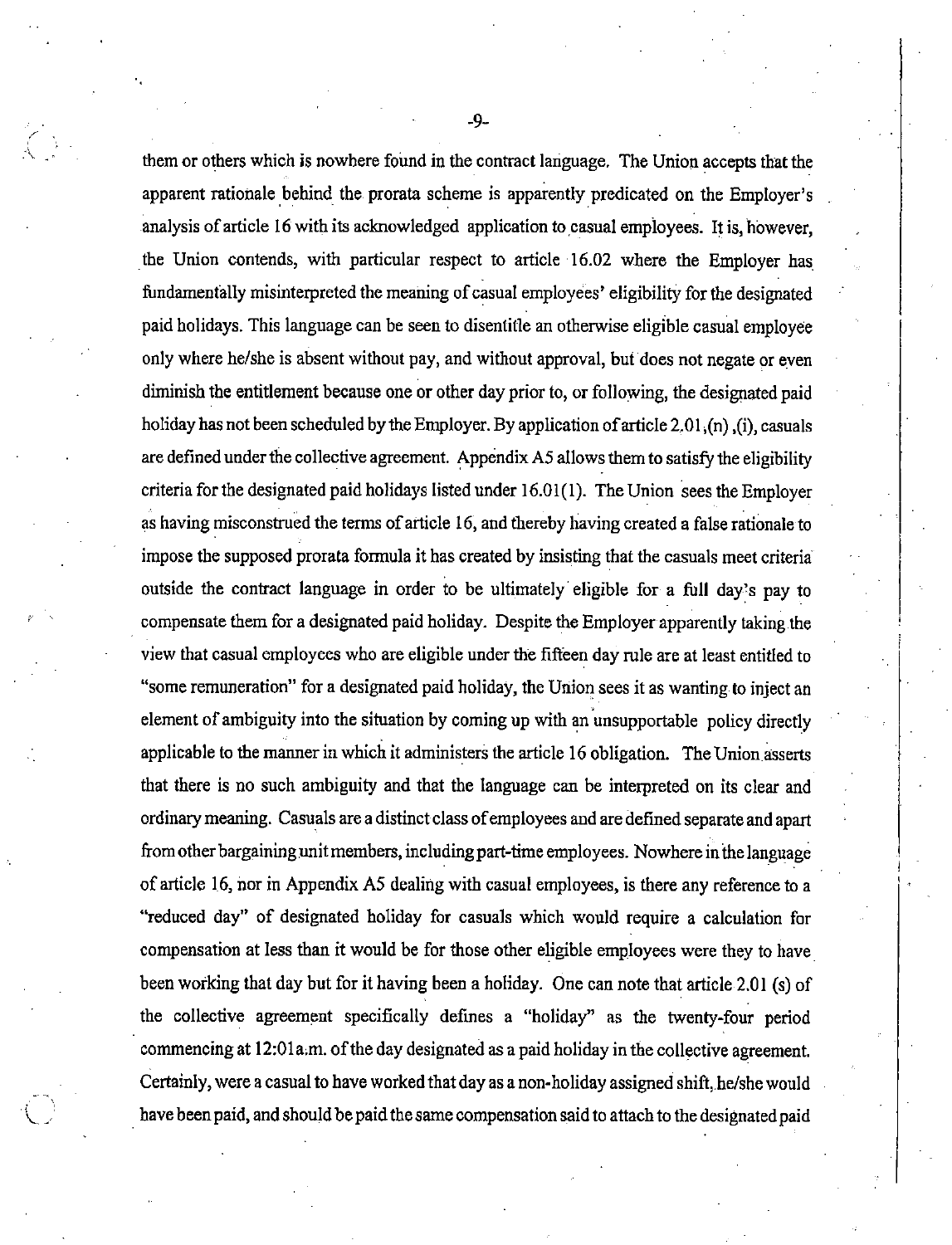them or others which is nowhere found in the contract language. The Union accepts that the apparent rationale behind the prorata scheme is apparently predicated on the Employer's analysis of article 16 with its acknowledged application to casual employees. It is, however, the Union contends, with particular respect to article 16.02 where the Employer has fundamentally misinterpreted the meaning of casual employees' eligibility for the designated paid holidays. This language can be seen to disentitle an otherwise eligible casual employee only where he/she is absent without pay, and without approval, but does not negate or even diminish the entitlement because one or other day prior to, or following, the designated paid holiday has not been scheduled by the Employer. By application of article 2.01,(n),(i), casuals are defined under the collective agreement. Appendix A5 allows them to satisfy the eligibility criteria for the designated paid holidays listed under 16.01(1). The Union sees the Employer as having misconstrued the terms of article 16, and thereby having created a false rationale to impose the supposed prorata formula it has created by insisting that the casuals meet criteria outside the contract language in order to be ultimately eligible for a full day's pay to compensate them for a designated paid holiday. Despite the Employer apparently taking the view that casual employees who are eligible under the fifteen day rule are at least entitled to "some remuneration" for a designated paid holiday, the Union sees it as wanting to inject an element of ambiguity into the situation by coming up with an unsupportable policy directly applicable to the manner in which it administers the article 16 obligation. The Union asserts that there is no such ambiguity and that the language can be interpreted on its clear and ordinary meaning. Casuals are a distinct class of employees and are defined separate and apart from other bargaining unit members, including part-time employees. Nowhere in the language of article 16, nor in Appendix A5 dealing with casual employees, is there any reference to a "reduced day" of designated holiday for casuals which would require a calculation for compensation at less than it would be for those other eligible employees were they to have been working that day but for it having been a holiday. One can note that article 2.01 (s) of the collective agreement specifically defines a "holiday" as the twenty-four period commencing at 12:01a.m. of the day designated as a paid holiday in the collective agreement. Certainly, were a casual to have worked that day as a non-holiday assigned shift, he/she would have been paid, and should be paid the same compensation said to attach to the designated paid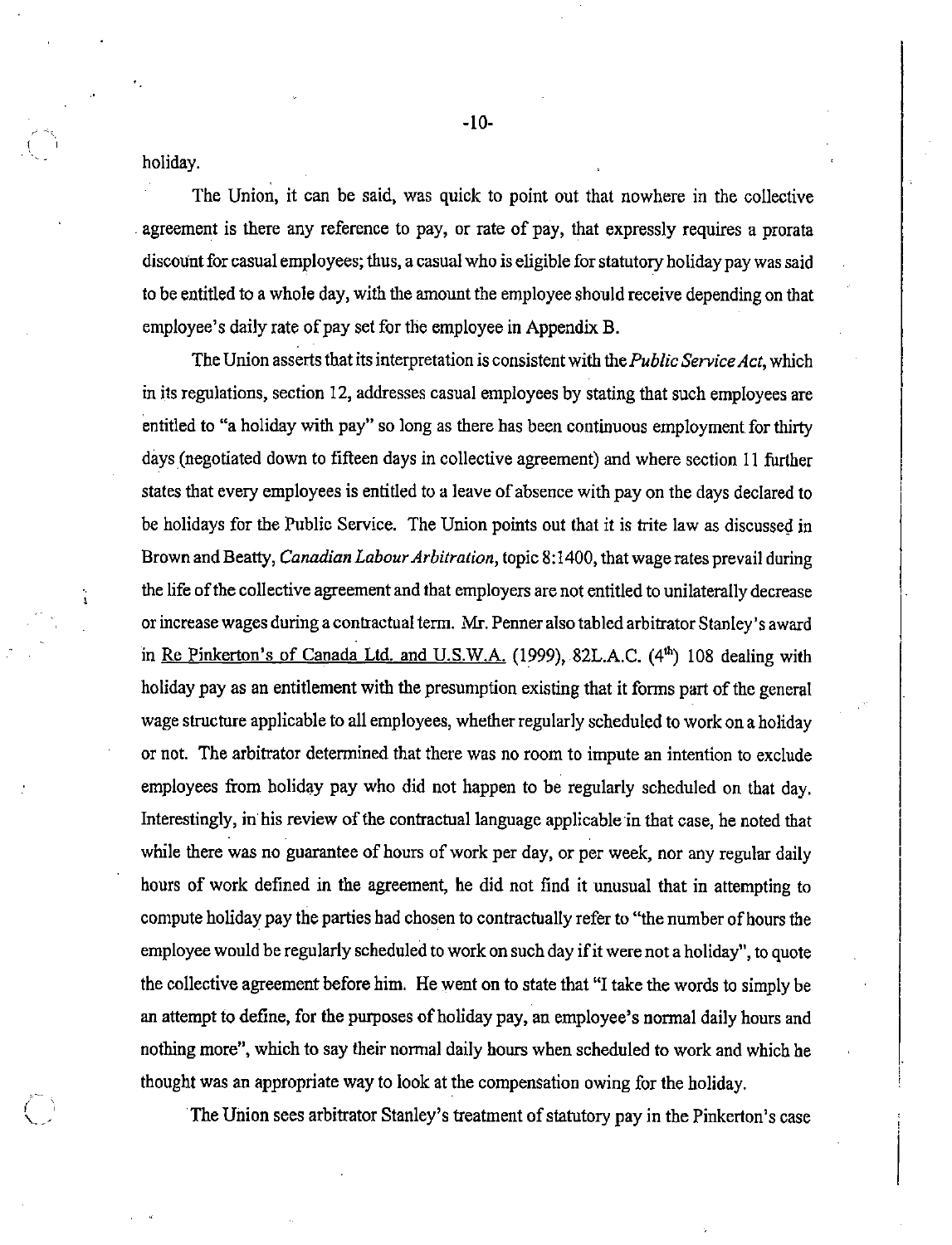holiday.

The Union, it can be said, was quick to point out that nowhere in the collective agreement is there any reference to pay, or rate of pay, that expressly requires a prorata discount for casual employees; thus, a casual who is eligible for statutory holiday pay was said to be entitled to a whole day, with the amount the employee should receive depending on that employee's daily rate of pay set for the employee in Appendix B.

The Union asserts that its interpretation is consistent with the *Public Service Act*, which in its regulations, section 12, addresses casual employees by stating that such employees are entitled to "a holiday with pay" so long as there has been continuous employment for thirty days (negotiated down to fifteen days in collective agreement) and where section 11 further states that every employees is entitled to a leave of absence with pay on the days declared to be holidays for the Public Service. The Union points out that it is trite law as discussed in Brown and Beatty, *Canadian Labour Arbitration*, topic 8:1400, that wage rates prevail during the life of the collective agreement and that employers are not entitled to unilaterally decrease or increase wages during a contractual term. Mr. Penner also tabled arbitrator Stanley's award in Re Pinkerton's of Canada Ltd. and U.S.W.A. (1999), 82L.A.C. (4th) 108 dealing with holiday pay as an entitlement with the presumption existing that it forms part of the general wage structure applicable to all employees, whether regularly scheduled to work on a holiday or not. The arbitrator determined that there was no room to impute an intention to exclude employees from holiday pay who did not happen to be regularly scheduled on that day. Interestingly, in his review of the contractual language applicable in that case, he noted that while there was no guarantee of hours of work per day, or per week, nor any regular daily hours of work defined in the agreement, he did not find it unusual that in attempting to compute holiday pay the parties had chosen to contractually refer to "the number of hours the employee would be regularly scheduled to work on such day if it were not a holiday", to quote the collective agreement before him. He went on to state that "I take the words to simply be an attempt to define, for the purposes of holiday pay, an employee's normal daily hours and nothing more", which to say their normal daily hours when scheduled to work and which he thought was an appropriate way to look at the compensation owing for the holiday.

The Union sees arbitrator Stanley's treatment of statutory pay in the Pinkerton's case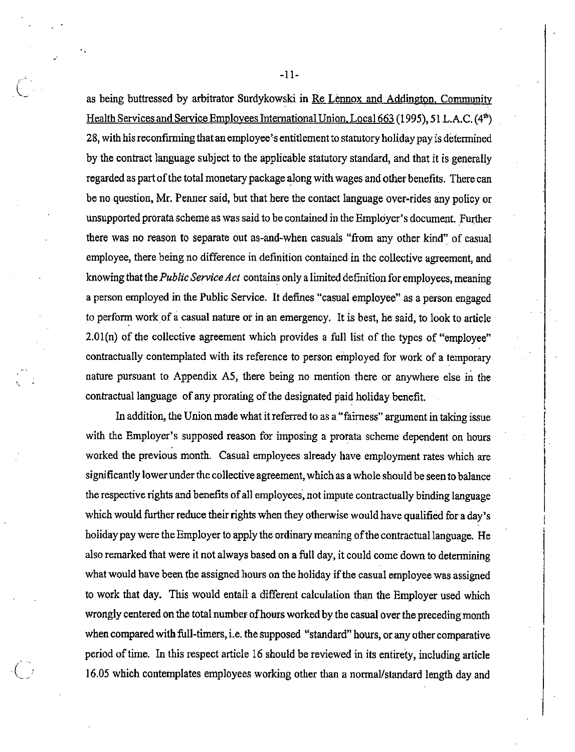as being buttressed by arbitrator Surdykowski in Re Lennox and Addington, Community Health Services and Service Employees International Union, Local 663 (1995), 51 L.A.C. (4th) 28, with his reconfirming that an employee's entitlement to statutory holiday pay is determined by the contract language subject to the applicable statutory standard, and that it is generally regarded as part of the total monetary package along with wages and other benefits. There can be no question, Mr. Penner said, but that here the contact language over-rides any policy or unsupported prorata scheme as was said to be contained in the Employer's document. Further there was no reason to separate out as-and-when casuals "from any other kind" of casual employee, there being no difference in definition contained in the collective agreement, and knowing that the *Public Service Act* contains only a limited definition for employees, meaning a person employed in the Public Service. It defines "casual employee" as a person engaged to perform work of a casual nature or in an emergency. It is best, he said, to look to article 2.01(n) of the collective agreement which provides a full list of the types of "employee" contractually contemplated with its reference to person employed for work of a temporary nature pursuant to Appendix A5, there being no mention there or anywhere else in the contractual language of any prorating of the designated paid holiday benefit.

In addition, the Union made what it referred to as a "fairness" argument in taking issue with the Employer's supposed reason for imposing a prorata scheme dependent on hours worked the previous month. Casual employees already have employment rates which are significantly lower under the collective agreement, which as a whole should be seen to balance the respective rights and benefits of all employees, not impute contractually binding language which would further reduce their rights when they otherwise would have qualified for a day's holiday pay were the Employer to apply the ordinary meaning of the contractual language. He also remarked that were it not always based on a full day, it could come down to determining what would have been the assigned hours on the holiday if the casual employee was assigned to work that day. This would entail a different calculation than the Employer used which wrongly centered on the total number of hours worked by the casual over the preceding month when compared with full-timers, i.e. the supposed "standard" hours, or any other comparative period of time. In this respect article 16 should be reviewed in its entirety, including article 16.05 which contemplates employees working other than a normal/standard length day and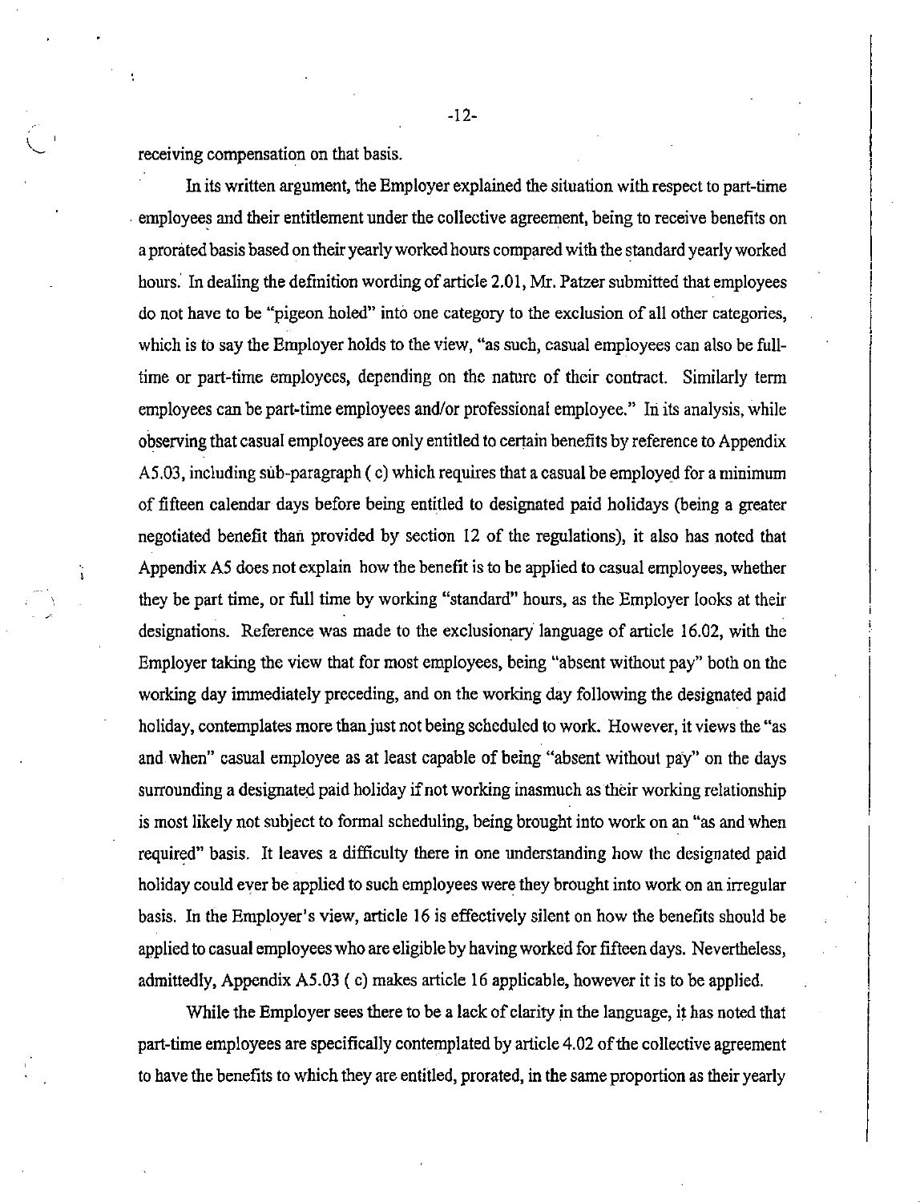receiving compensation on that basis.

In its written argument, the Employer explained the situation with respect to part-time employees and their entitlement under the collective agreement, being to receive benefits on a prorated basis based on their yearly worked hours compared with the standard yearly worked hours. In dealing the definition wording of article 2.01, Mr. Patzer submitted that employees do not have to be "pigeon holed" into one category to the exclusion of all other categories, which is to say the Employer holds to the view, "as such, casual employees can also be full-time or part-time employees, depending on the nature of their contract. Similarly term employees can be part-time employees and/or professional employee." In its analysis, while observing that casual employees are only entitled to certain benefits by reference to Appendix A5.03, including sub-paragraph ( c) which requires that a casual be employed for a minimum of fifteen calendar days before being entitled to designated paid holidays (being a greater negotiated benefit than provided by section 12 of the regulations), it also has noted that Appendix A5 does not explain how the benefit is to be applied to casual employees, whether they be part time, or full time by working "standard" hours, as the Employer looks at their designations. Reference was made to the exclusionary language of article 16.02, with the Employer taking the view that for most employees, being "absent without pay" both on the working day immediately preceding, and on the working day following the designated paid holiday, contemplates more than just not being scheduled to work. However, it views the "as and when" casual employee as at least capable of being "absent without pay" on the days surrounding a designated paid holiday if not working inasmuch as their working relationship is most likely not subject to formal scheduling, being brought into work on an "as and when required" basis. It leaves a difficulty there in one understanding how the designated paid holiday could ever be applied to such employees were they brought into work on an irregular basis. In the Employer's view, article 16 is effectively silent on how the benefits should be applied to casual employees who are eligible by having worked for fifteen days. Nevertheless, admittedly, Appendix A5.03 ( c) makes article 16 applicable, however it is to be applied.

While the Employer sees there to be a lack of clarity in the language, it has noted that part-time employees are specifically contemplated by article 4.02 of the collective agreement to have the benefits to which they are entitled, prorated, in the same proportion as their yearly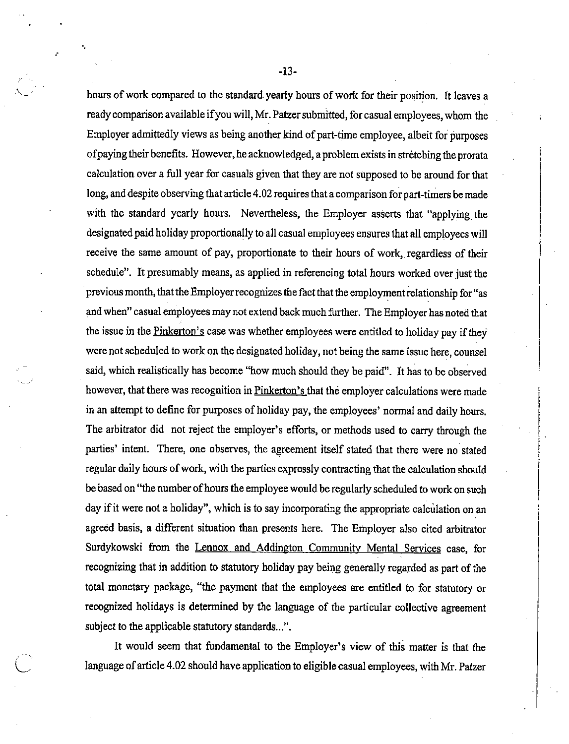hours of work compared to the standard yearly hours of work for their position. It leaves a ready comparison available if you will, Mr. Patzer submitted, for casual employees, whom the Employer admittedly views as being another kind of part-time employee, albeit for purposes of paying their benefits. However, he acknowledged, a problem exists in stretching the prorata calculation over a full year for casuals given that they are not supposed to be around for that long, and despite observing that article 4.02 requires that a comparison for part-timers be made with the standard yearly hours. Nevertheless, the Employer asserts that "applying the designated paid holiday proportionally to all casual employees ensures that all employees will receive the same amount of pay, proportionate to their hours of work, regardless of their schedule". It presumably means, as applied in referencing total hours worked over just the previous month, that the Employer recognizes the fact that the employment relationship for "as and when" casual employees may not extend back much further. The Employer has noted that the issue in the Pinkerton's case was whether employees were entitled to holiday pay if they were not scheduled to work on the designated holiday, not being the same issue here, counsel said, which realistically has become "how much should they be paid". It has to be observed however, that there was recognition in Pinkerton's that the employer calculations were made in an attempt to define for purposes of holiday pay, the employees' normal and daily hours. The arbitrator did not reject the employer's efforts, or methods used to carry through the parties' intent. There, one observes, the agreement itself stated that there were no stated regular daily hours of work, with the parties expressly contracting that the calculation should be based on "the number of hours the employee would be regularly scheduled to work on such day if it were not a holiday", which is to say incorporating the appropriate calculation on an agreed basis, a different situation than presents here. The Employer also cited arbitrator Surdykowski from the Lennox and Addington Community Mental Services case, for recognizing that in addition to statutory holiday pay being generally regarded as part of the total monetary package, "the payment that the employees are entitled to for statutory or recognized holidays is determined by the language of the particular collective agreement subject to the applicable statutory standards...".

It would seem that fundamental to the Employer's view of this matter is that the language of article 4.02 should have application to eligible casual employees, with Mr. Patzer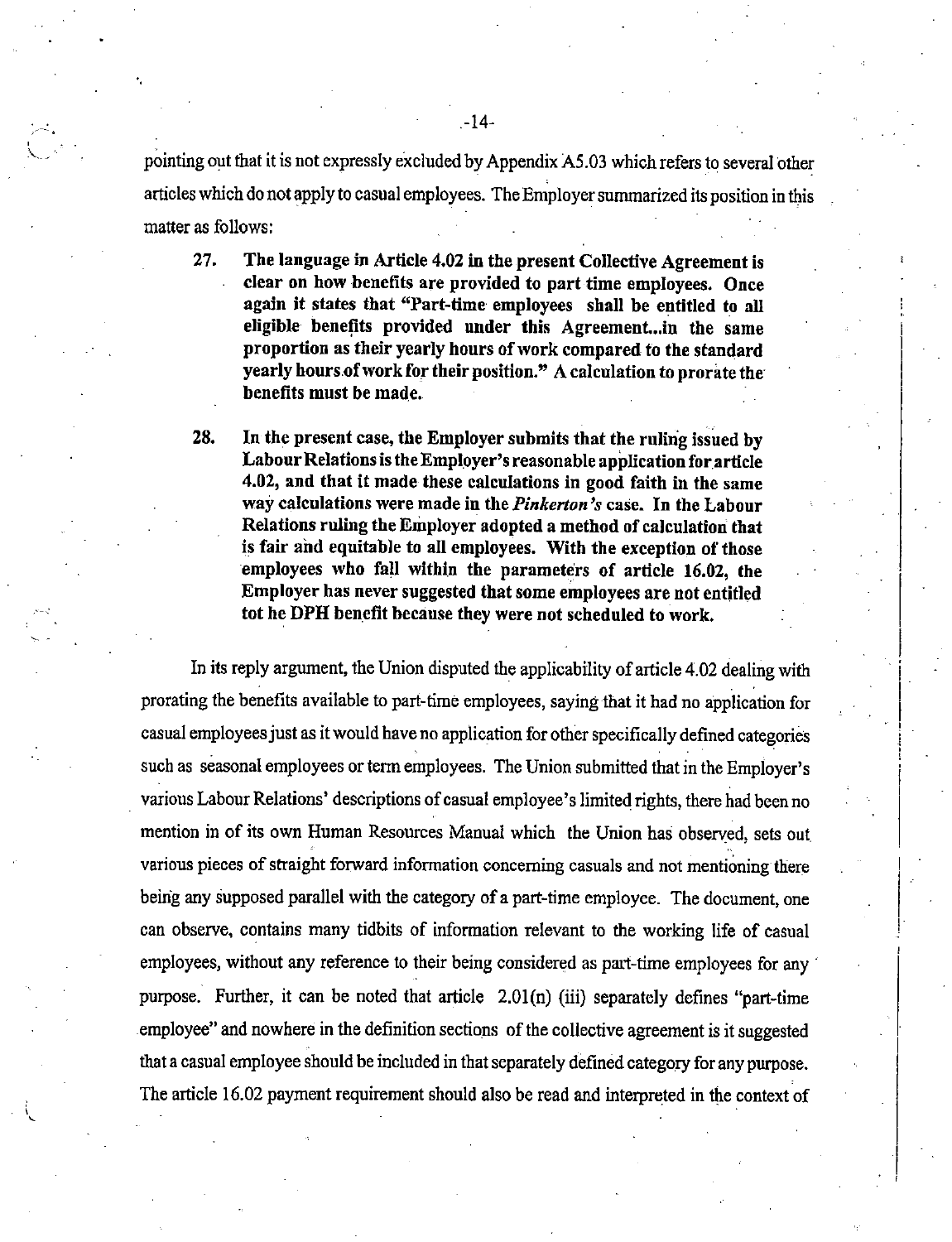pointing out that it is not expressly excluded by Appendix A5.03 which refers to several other articles which do not apply to casual employees. The Employer summarized its position in this matter as follows:

> **27. The language in Article 4.02 in the present Collective Agreement is clear on how benefits are provided to part time employees. Once again it states that "Part-time employees shall be entitled to all eligible benefits provided under this Agreement...in the same proportion as their yearly hours of work compared to the standard yearly hours of work for their position." A calculation to prorate the benefits must be made.**
>
> **28. In the present case, the Employer submits that the ruling issued by Labour Relations is the Employer's reasonable application for article 4.02, and that it made these calculations in good faith in the same way calculations were made in the *Pinkerton's* case. In the Labour Relations ruling the Employer adopted a method of calculation that is fair and equitable to all employees. With the exception of those employees who fall within the parameters of article 16.02, the Employer has never suggested that some employees are not entitled tot he DPH benefit because they were not scheduled to work.**

In its reply argument, the Union disputed the applicability of article 4.02 dealing with prorating the benefits available to part-time employees, saying that it had no application for casual employees just as it would have no application for other specifically defined categories such as seasonal employees or term employees. The Union submitted that in the Employer's various Labour Relations' descriptions of casual employee's limited rights, there had been no mention in of its own Human Resources Manual which the Union has observed, sets out various pieces of straight forward information concerning casuals and not mentioning there being any supposed parallel with the category of a part-time employee. The document, one can observe, contains many tidbits of information relevant to the working life of casual employees, without any reference to their being considered as part-time employees for any purpose. Further, it can be noted that article 2.01(n) (iii) separately defines "part-time employee" and nowhere in the definition sections of the collective agreement is it suggested that a casual employee should be included in that separately defined category for any purpose. The article 16.02 payment requirement should also be read and interpreted in the context of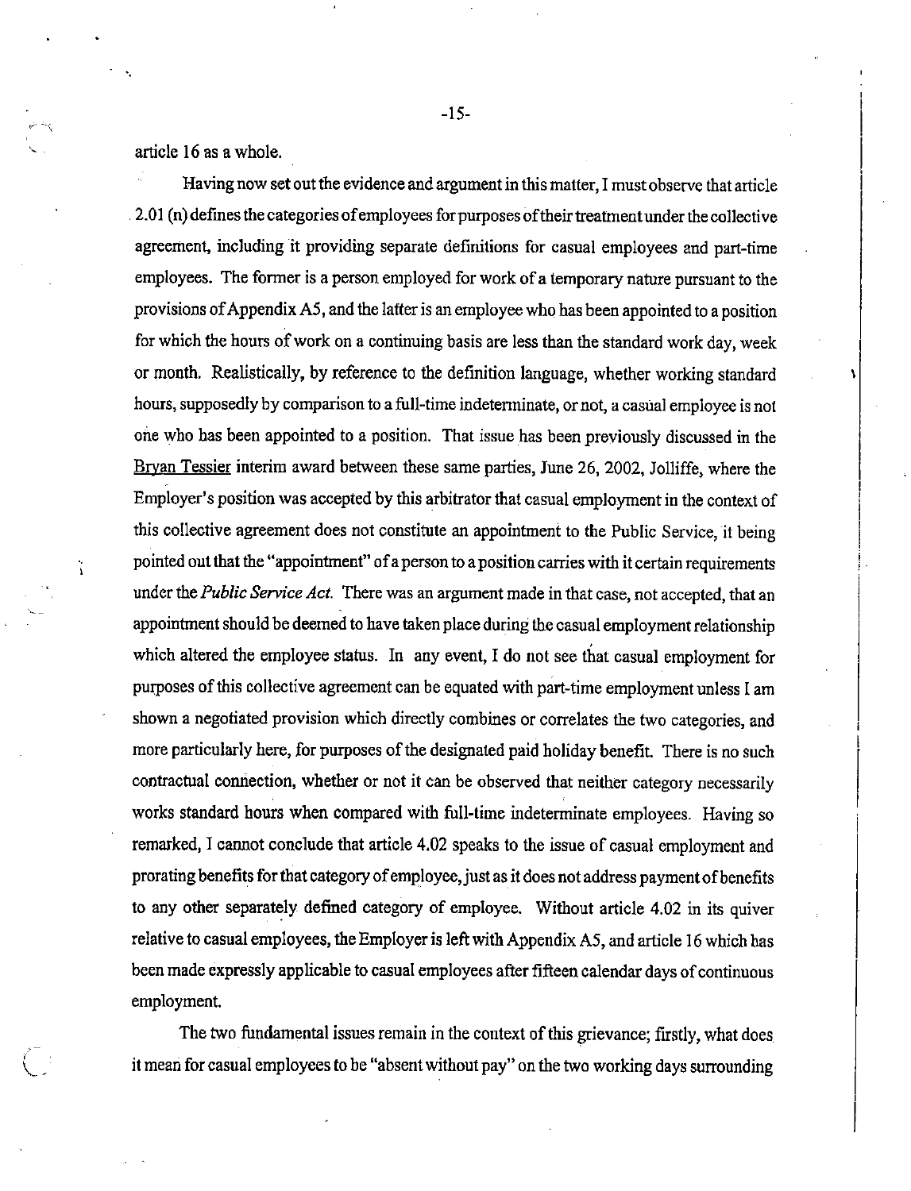article 16 as a whole.

Having now set out the evidence and argument in this matter, I must observe that article 2.01 (n) defines the categories of employees for purposes of their treatment under the collective agreement, including it providing separate definitions for casual employees and part-time employees. The former is a person employed for work of a temporary nature pursuant to the provisions of Appendix A5, and the latter is an employee who has been appointed to a position for which the hours of work on a continuing basis are less than the standard work day, week or month. Realistically, by reference to the definition language, whether working standard hours, supposedly by comparison to a full-time indeterminate, or not, a casual employee is not one who has been appointed to a position. That issue has been previously discussed in the Bryan Tessier interim award between these same parties, June 26, 2002, Jolliffe, where the Employer's position was accepted by this arbitrator that casual employment in the context of this collective agreement does not constitute an appointment to the Public Service, it being pointed out that the "appointment" of a person to a position carries with it certain requirements under the *Public Service Act.* There was an argument made in that case, not accepted, that an appointment should be deemed to have taken place during the casual employment relationship which altered the employee status. In any event, I do not see that casual employment for purposes of this collective agreement can be equated with part-time employment unless I am shown a negotiated provision which directly combines or correlates the two categories, and more particularly here, for purposes of the designated paid holiday benefit. There is no such contractual connection, whether or not it can be observed that neither category necessarily works standard hours when compared with full-time indeterminate employees. Having so remarked, I cannot conclude that article 4.02 speaks to the issue of casual employment and prorating benefits for that category of employee, just as it does not address payment of benefits to any other separately defined category of employee. Without article 4.02 in its quiver relative to casual employees, the Employer is left with Appendix A5, and article 16 which has been made expressly applicable to casual employees after fifteen calendar days of continuous employment.

The two fundamental issues remain in the context of this grievance; firstly, what does it mean for casual employees to be "absent without pay" on the two working days surrounding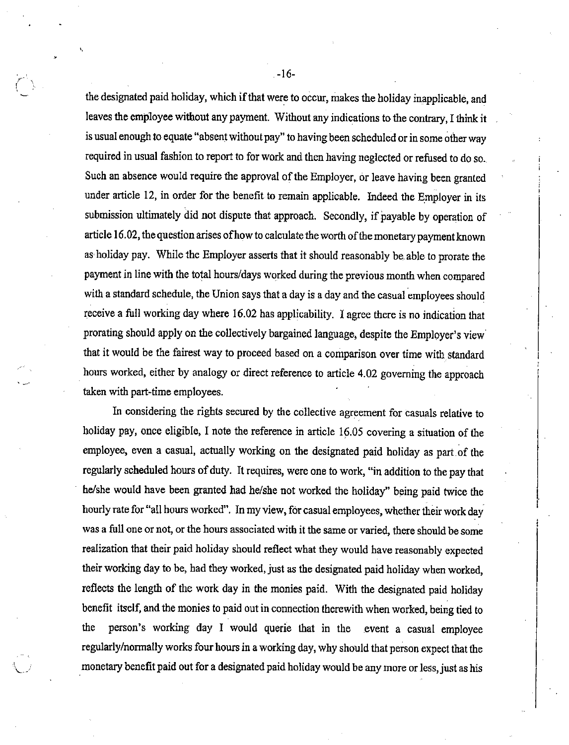the designated paid holiday, which if that were to occur, makes the holiday inapplicable, and leaves the employee without any payment. Without any indications to the contrary, I think it is usual enough to equate "absent without pay" to having been scheduled or in some other way required in usual fashion to report to for work and then having neglected or refused to do so. Such an absence would require the approval of the Employer, or leave having been granted under article 12, in order for the benefit to remain applicable. Indeed the Employer in its submission ultimately did not dispute that approach. Secondly, if payable by operation of article 16.02, the question arises of how to calculate the worth of the monetary payment known as holiday pay. While the Employer asserts that it should reasonably be able to prorate the payment in line with the total hours/days worked during the previous month when compared with a standard schedule, the Union says that a day is a day and the casual employees should receive a full working day where 16.02 has applicability. I agree there is no indication that prorating should apply on the collectively bargained language, despite the Employer's view that it would be the fairest way to proceed based on a comparison over time with standard hours worked, either by analogy or direct reference to article 4.02 governing the approach taken with part-time employees.

In considering the rights secured by the collective agreement for casuals relative to holiday pay, once eligible, I note the reference in article 16.05 covering a situation of the employee, even a casual, actually working on the designated paid holiday as part of the regularly scheduled hours of duty. It requires, were one to work, "in addition to the pay that he/she would have been granted had he/she not worked the holiday" being paid twice the hourly rate for "all hours worked". In my view, for casual employees, whether their work day was a full one or not, or the hours associated with it the same or varied, there should be some realization that their paid holiday should reflect what they would have reasonably expected their working day to be, had they worked, just as the designated paid holiday when worked, reflects the length of the work day in the monies paid. With the designated paid holiday benefit itself, and the monies to paid out in connection therewith when worked, being tied to the person's working day I would querie that in the event a casual employee regularly/normally works four hours in a working day, why should that person expect that the monetary benefit paid out for a designated paid holiday would be any more or less, just as his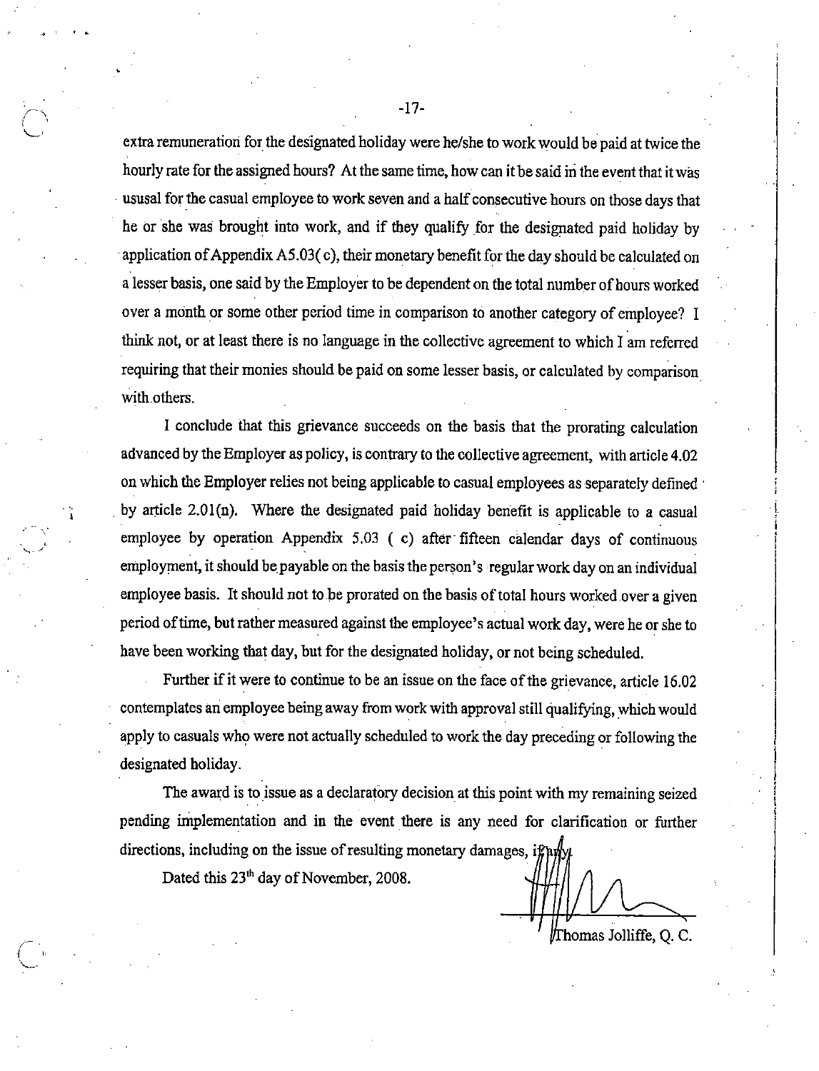extra remuneration for the designated holiday were he/she to work would be paid at twice the hourly rate for the assigned hours? At the same time, how can it be said in the event that it was ususal for the casual employee to work seven and a half consecutive hours on those days that he or she was brought into work, and if they qualify for the designated paid holiday by application of Appendix A5.03( c), their monetary benefit for the day should be calculated on a lesser basis, one said by the Employer to be dependent on the total number of hours worked over a month or some other period time in comparison to another category of employee? I think not, or at least there is no language in the collective agreement to which I am referred requiring that their monies should be paid on some lesser basis, or calculated by comparison with others.

I conclude that this grievance succeeds on the basis that the prorating calculation advanced by the Employer as policy, is contrary to the collective agreement, with article 4.02 on which the Employer relies not being applicable to casual employees as separately defined by article 2.01(n). Where the designated paid holiday benefit is applicable to a casual employee by operation Appendix 5.03 ( c) after fifteen calendar days of continuous employment, it should be payable on the basis the person's regular work day on an individual employee basis. It should not to be prorated on the basis of total hours worked over a given period of time, but rather measured against the employee's actual work day, were he or she to have been working that day, but for the designated holiday, or not being scheduled.

Further if it were to continue to be an issue on the face of the grievance, article 16.02 contemplates an employee being away from work with approval still qualifying, which would apply to casuals who were not actually scheduled to work the day preceding or following the designated holiday.

The award is to issue as a declaratory decision at this point with my remaining seized pending implementation and in the event there is any need for clarification or further directions, including on the issue of resulting monetary damages, if any.

Dated this 23rd day of November, 2008.

Thomas Jolliffe, Q. C.